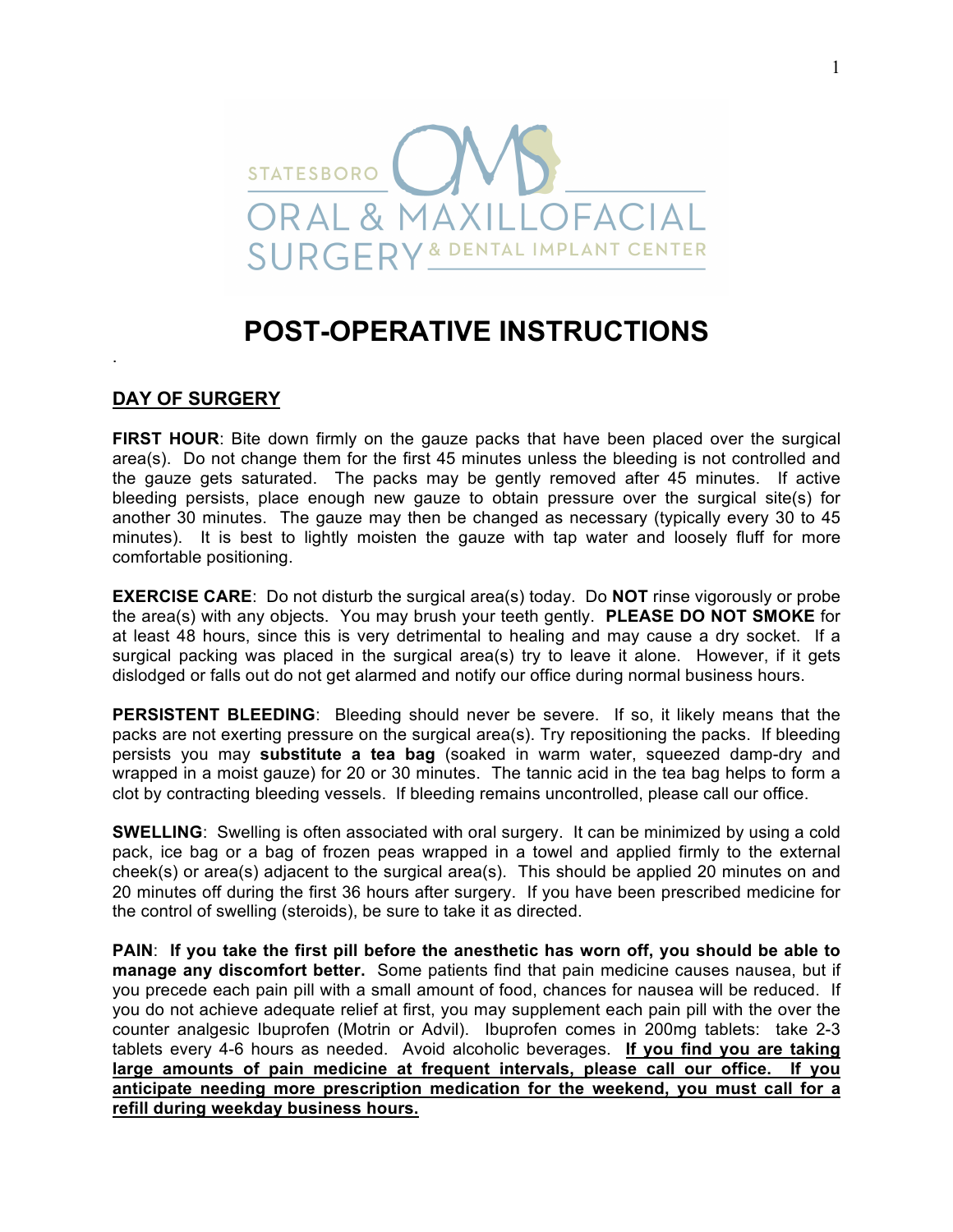STATESBORO ORAL & MAXILLOFACIAL SURGERY & DENTAL IMPLANT CENTER

# POST-OPERATIVE INSTRUCTIONS

## DAY OF SURGERY

**FIRST HOUR**: Bite down firmly on the gauze packs that have been placed over the surgical area(s). Do not change them for the first 45 minutes unless the bleeding is not controlled and the gauze gets saturated. The packs may be gently removed after 45 minutes. If active bleeding persists, place enough new gauze to obtain pressure over the surgical site(s) for another 30 minutes. The gauze may then be changed as necessary (typically every 30 to 45 minutes). It is best to lightly moisten the gauze with tap water and loosely fluff for more comfortable positioning.

**EXERCISE CARE**: Do not disturb the surgical area(s) today. Do **NOT** rinse vigorously or probe the area(s) with any objects. You may brush your teeth gently. **PLEASE DO NOT SMOKE** for at least 48 hours, since this is very detrimental to healing and may cause a dry socket. If a surgical packing was placed in the surgical area(s) try to leave it alone. However, if it gets dislodged or falls out do not get alarmed and notify our office during normal business hours.

**PERSISTENT BLEEDING**: Bleeding should never be severe. If so, it likely means that the packs are not exerting pressure on the surgical area(s). Try repositioning the packs. If bleeding persists you may **substitute a tea bag** (soaked in warm water, squeezed damp-dry and wrapped in a moist gauze) for 20 or 30 minutes. The tannic acid in the tea bag helps to form a clot by contracting bleeding vessels. If bleeding remains uncontrolled, please call our office.

**SWELLING**: Swelling is often associated with oral surgery. It can be minimized by using a cold pack, ice bag or a bag of frozen peas wrapped in a towel and applied firmly to the external cheek(s) or area(s) adjacent to the surgical area(s). This should be applied 20 minutes on and 20 minutes off during the first 36 hours after surgery. If you have been prescribed medicine for the control of swelling (steroids), be sure to take it as directed.

**PAIN**: **If you take the first pill before the anesthetic has worn off, you should be able to manage any discomfort better.** Some patients find that pain medicine causes nausea, but if you precede each pain pill with a small amount of food, chances for nausea will be reduced. If you do not achieve adequate relief at first, you may supplement each pain pill with the over the counter analgesic Ibuprofen (Motrin or Advil). Ibuprofen comes in 200mg tablets: take 2-3 tablets every 4-6 hours as needed. Avoid alcoholic beverages. **If you find you are taking large amounts of pain medicine at frequent intervals, please call our office. If you anticipate needing more prescription medication for the weekend, you must call for a refill during weekday business hours.**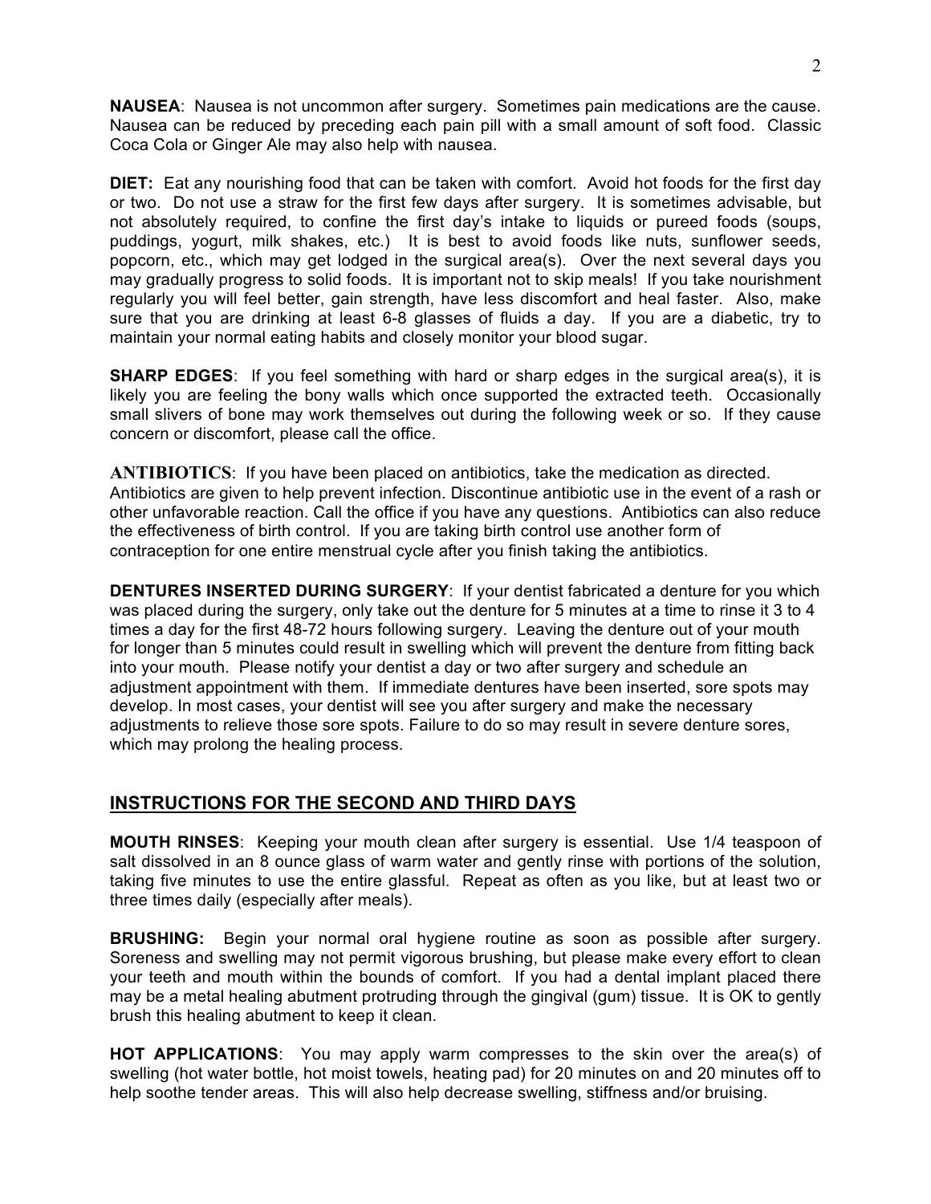**NAUSEA**: Nausea is not uncommon after surgery. Sometimes pain medications are the cause. Nausea can be reduced by preceding each pain pill with a small amount of soft food. Classic Coca Cola or Ginger Ale may also help with nausea.

**DIET:** Eat any nourishing food that can be taken with comfort. Avoid hot foods for the first day or two. Do not use a straw for the first few days after surgery. It is sometimes advisable, but not absolutely required, to confine the first day's intake to liquids or pureed foods (soups, puddings, yogurt, milk shakes, etc.) It is best to avoid foods like nuts, sunflower seeds, popcorn, etc., which may get lodged in the surgical area(s). Over the next several days you may gradually progress to solid foods. It is important not to skip meals! If you take nourishment regularly you will feel better, gain strength, have less discomfort and heal faster. Also, make sure that you are drinking at least 6-8 glasses of fluids a day. If you are a diabetic, try to maintain your normal eating habits and closely monitor your blood sugar.

**SHARP EDGES**: If you feel something with hard or sharp edges in the surgical area(s), it is likely you are feeling the bony walls which once supported the extracted teeth. Occasionally small slivers of bone may work themselves out during the following week or so. If they cause concern or discomfort, please call the office.

**ANTIBIOTICS**: If you have been placed on antibiotics, take the medication as directed. Antibiotics are given to help prevent infection. Discontinue antibiotic use in the event of a rash or other unfavorable reaction. Call the office if you have any questions. Antibiotics can also reduce the effectiveness of birth control. If you are taking birth control use another form of contraception for one entire menstrual cycle after you finish taking the antibiotics.

**DENTURES INSERTED DURING SURGERY**: If your dentist fabricated a denture for you which was placed during the surgery, only take out the denture for 5 minutes at a time to rinse it 3 to 4 times a day for the first 48-72 hours following surgery. Leaving the denture out of your mouth for longer than 5 minutes could result in swelling which will prevent the denture from fitting back into your mouth. Please notify your dentist a day or two after surgery and schedule an adjustment appointment with them. If immediate dentures have been inserted, sore spots may develop. In most cases, your dentist will see you after surgery and make the necessary adjustments to relieve those sore spots. Failure to do so may result in severe denture sores, which may prolong the healing process.

## INSTRUCTIONS FOR THE SECOND AND THIRD DAYS

**MOUTH RINSES**: Keeping your mouth clean after surgery is essential. Use 1/4 teaspoon of salt dissolved in an 8 ounce glass of warm water and gently rinse with portions of the solution, taking five minutes to use the entire glassful. Repeat as often as you like, but at least two or three times daily (especially after meals).

**BRUSHING:** Begin your normal oral hygiene routine as soon as possible after surgery. Soreness and swelling may not permit vigorous brushing, but please make every effort to clean your teeth and mouth within the bounds of comfort. If you had a dental implant placed there may be a metal healing abutment protruding through the gingival (gum) tissue. It is OK to gently brush this healing abutment to keep it clean.

**HOT APPLICATIONS**: You may apply warm compresses to the skin over the area(s) of swelling (hot water bottle, hot moist towels, heating pad) for 20 minutes on and 20 minutes off to help soothe tender areas. This will also help decrease swelling, stiffness and/or bruising.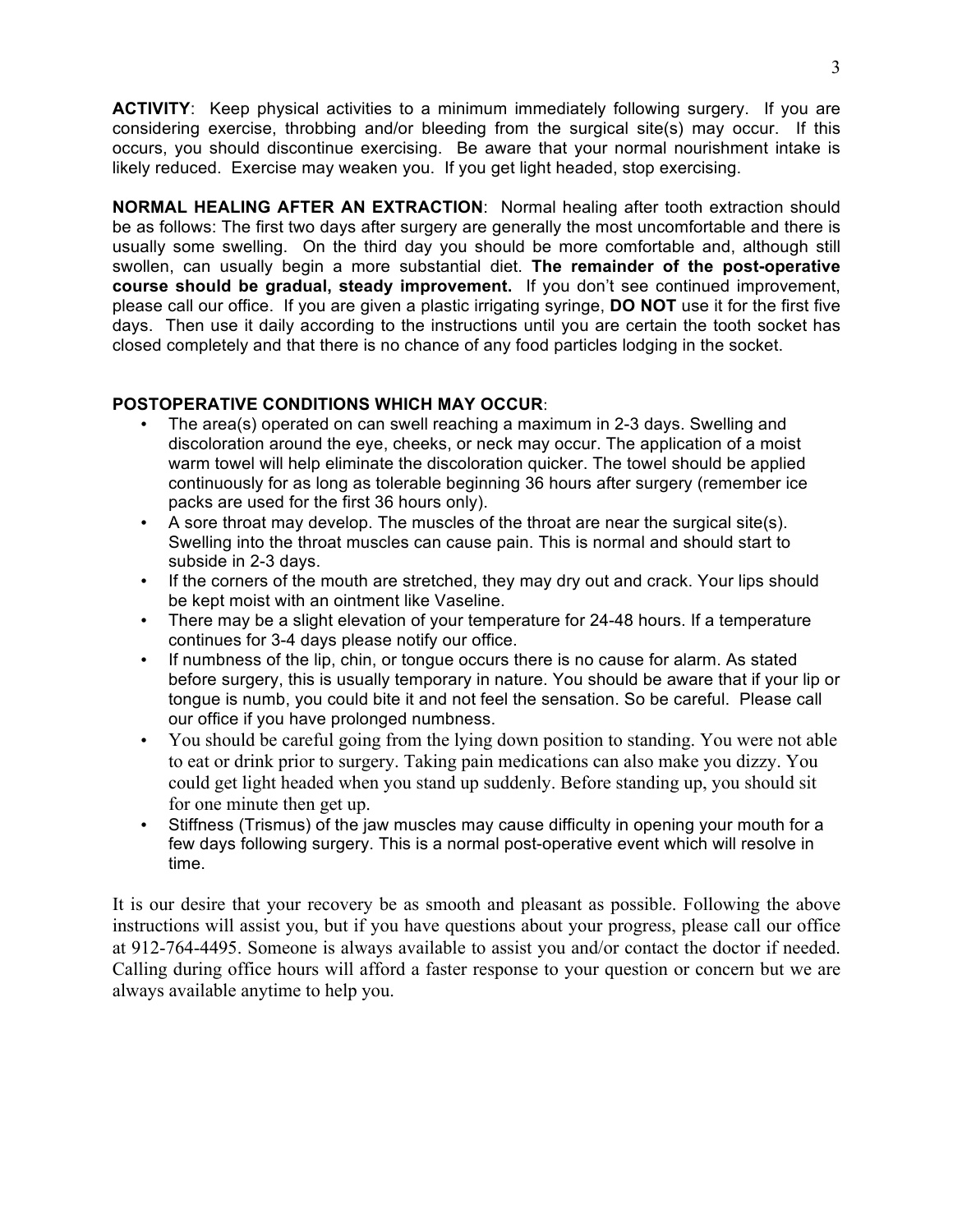**ACTIVITY**: Keep physical activities to a minimum immediately following surgery. If you are considering exercise, throbbing and/or bleeding from the surgical site(s) may occur. If this occurs, you should discontinue exercising. Be aware that your normal nourishment intake is likely reduced. Exercise may weaken you. If you get light headed, stop exercising.

**NORMAL HEALING AFTER AN EXTRACTION**: Normal healing after tooth extraction should be as follows: The first two days after surgery are generally the most uncomfortable and there is usually some swelling. On the third day you should be more comfortable and, although still swollen, can usually begin a more substantial diet. **The remainder of the post-operative course should be gradual, steady improvement.** If you don't see continued improvement, please call our office. If you are given a plastic irrigating syringe, **DO NOT** use it for the first five days. Then use it daily according to the instructions until you are certain the tooth socket has closed completely and that there is no chance of any food particles lodging in the socket.

**POSTOPERATIVE CONDITIONS WHICH MAY OCCUR**:

- The area(s) operated on can swell reaching a maximum in 2-3 days. Swelling and discoloration around the eye, cheeks, or neck may occur. The application of a moist warm towel will help eliminate the discoloration quicker. The towel should be applied continuously for as long as tolerable beginning 36 hours after surgery (remember ice packs are used for the first 36 hours only).
- A sore throat may develop. The muscles of the throat are near the surgical site(s). Swelling into the throat muscles can cause pain. This is normal and should start to subside in 2-3 days.
- If the corners of the mouth are stretched, they may dry out and crack. Your lips should be kept moist with an ointment like Vaseline.
- There may be a slight elevation of your temperature for 24-48 hours. If a temperature continues for 3-4 days please notify our office.
- If numbness of the lip, chin, or tongue occurs there is no cause for alarm. As stated before surgery, this is usually temporary in nature. You should be aware that if your lip or tongue is numb, you could bite it and not feel the sensation. So be careful. Please call our office if you have prolonged numbness.
- You should be careful going from the lying down position to standing. You were not able to eat or drink prior to surgery. Taking pain medications can also make you dizzy. You could get light headed when you stand up suddenly. Before standing up, you should sit for one minute then get up.
- Stiffness (Trismus) of the jaw muscles may cause difficulty in opening your mouth for a few days following surgery. This is a normal post-operative event which will resolve in time.

It is our desire that your recovery be as smooth and pleasant as possible. Following the above instructions will assist you, but if you have questions about your progress, please call our office at 912-764-4495. Someone is always available to assist you and/or contact the doctor if needed. Calling during office hours will afford a faster response to your question or concern but we are always available anytime to help you.